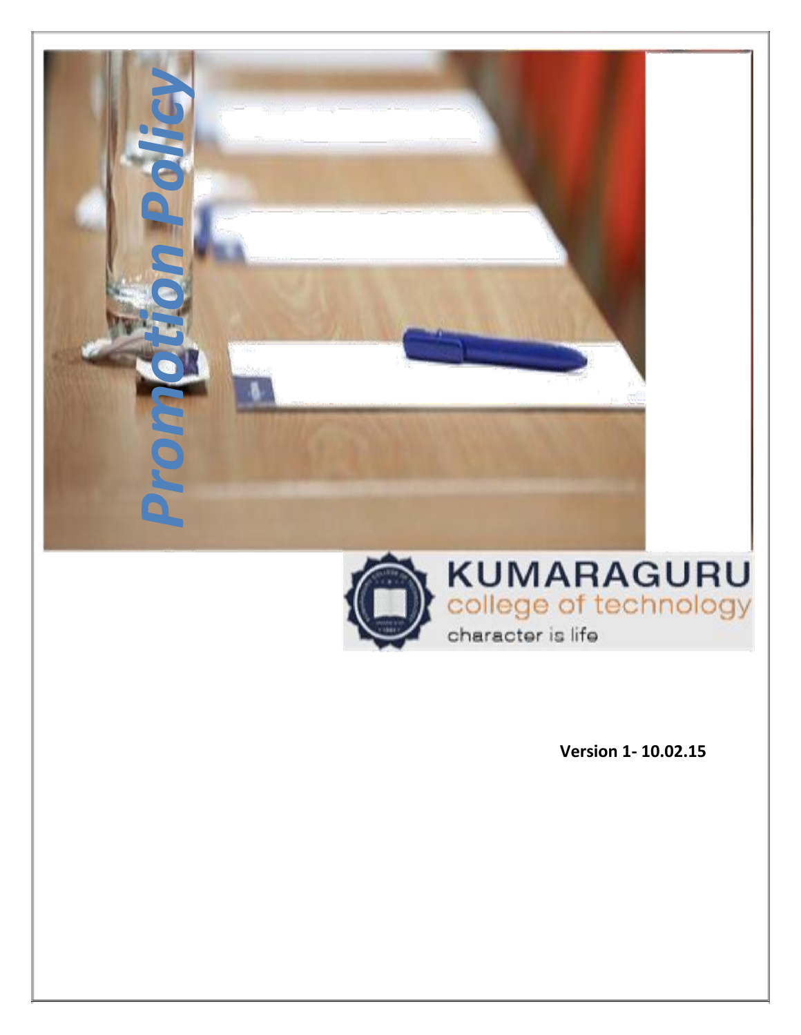# Promotion Policy

KUMARAGURU
college of technology
character is life

**Version 1- 10.02.15**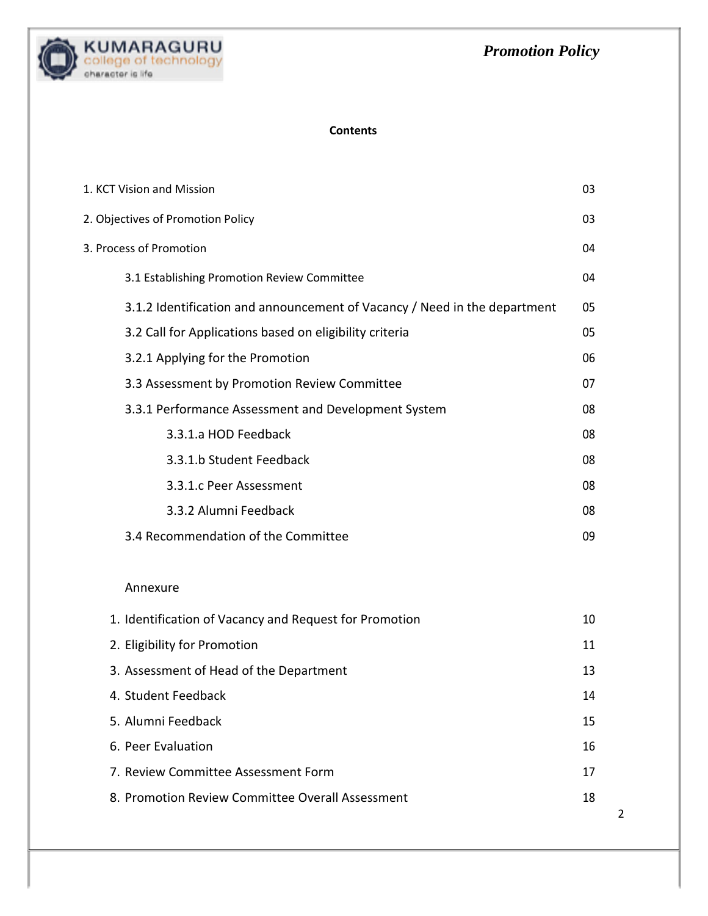**Contents**

| | |
|---|---|
| 1. KCT Vision and Mission | 03 |
| 2. Objectives of Promotion Policy | 03 |
| 3. Process of Promotion | 04 |
| 3.1 Establishing Promotion Review Committee | 04 |
| 3.1.2 Identification and announcement of Vacancy / Need in the department | 05 |
| 3.2 Call for Applications based on eligibility criteria | 05 |
| 3.2.1 Applying for the Promotion | 06 |
| 3.3 Assessment by Promotion Review Committee | 07 |
| 3.3.1 Performance Assessment and Development System | 08 |
| 3.3.1.a HOD Feedback | 08 |
| 3.3.1.b Student Feedback | 08 |
| 3.3.1.c Peer Assessment | 08 |
| 3.3.2 Alumni Feedback | 08 |
| 3.4 Recommendation of the Committee | 09 |

Annexure

| | |
|---|---|
| 1. Identification of Vacancy and Request for Promotion | 10 |
| 2. Eligibility for Promotion | 11 |
| 3. Assessment of Head of the Department | 13 |
| 4. Student Feedback | 14 |
| 5. Alumni Feedback | 15 |
| 6. Peer Evaluation | 16 |
| 7. Review Committee Assessment Form | 17 |
| 8. Promotion Review Committee Overall Assessment | 18 |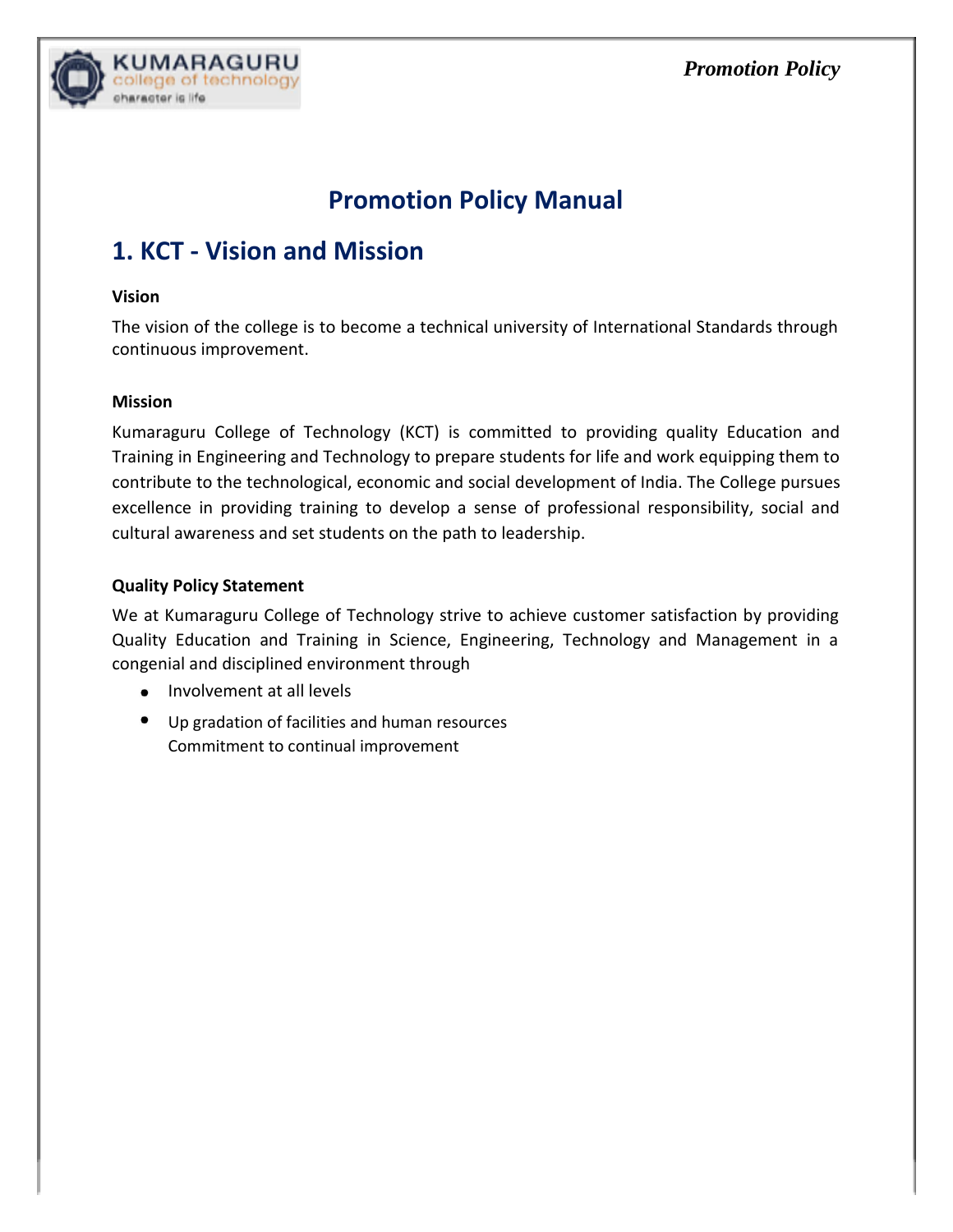# Promotion Policy Manual

## 1. KCT - Vision and Mission

**Vision**

The vision of the college is to become a technical university of International Standards through continuous improvement.

**Mission**

Kumaraguru College of Technology (KCT) is committed to providing quality Education and Training in Engineering and Technology to prepare students for life and work equipping them to contribute to the technological, economic and social development of India. The College pursues excellence in providing training to develop a sense of professional responsibility, social and cultural awareness and set students on the path to leadership.

**Quality Policy Statement**

We at Kumaraguru College of Technology strive to achieve customer satisfaction by providing Quality Education and Training in Science, Engineering, Technology and Management in a congenial and disciplined environment through

- Involvement at all levels
- Up gradation of facilities and human resources
  Commitment to continual improvement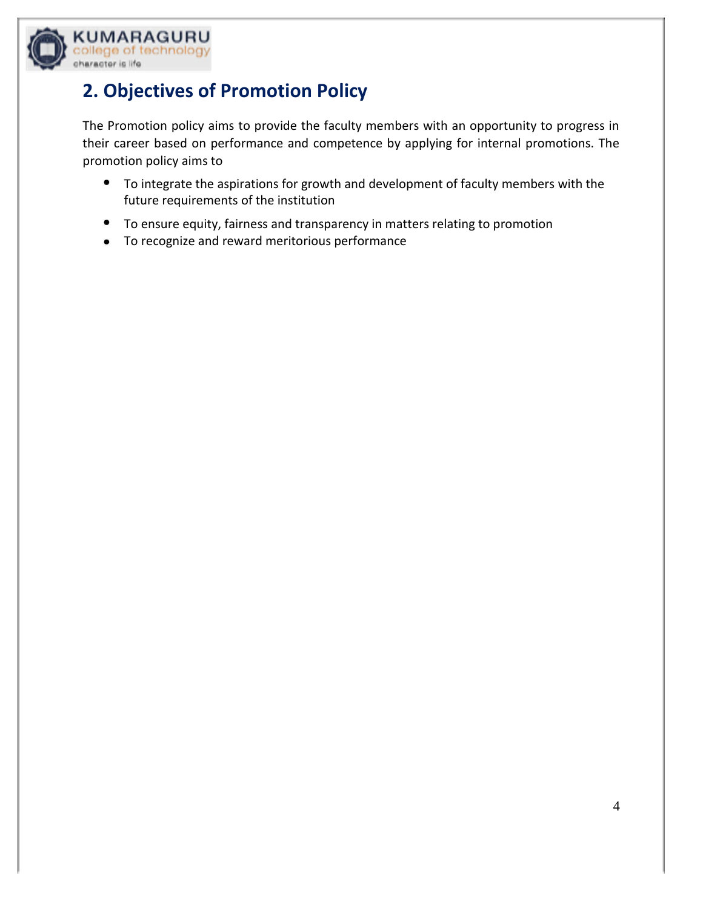## 2. Objectives of Promotion Policy

The Promotion policy aims to provide the faculty members with an opportunity to progress in their career based on performance and competence by applying for internal promotions. The promotion policy aims to

- To integrate the aspirations for growth and development of faculty members with the future requirements of the institution
- To ensure equity, fairness and transparency in matters relating to promotion
- To recognize and reward meritorious performance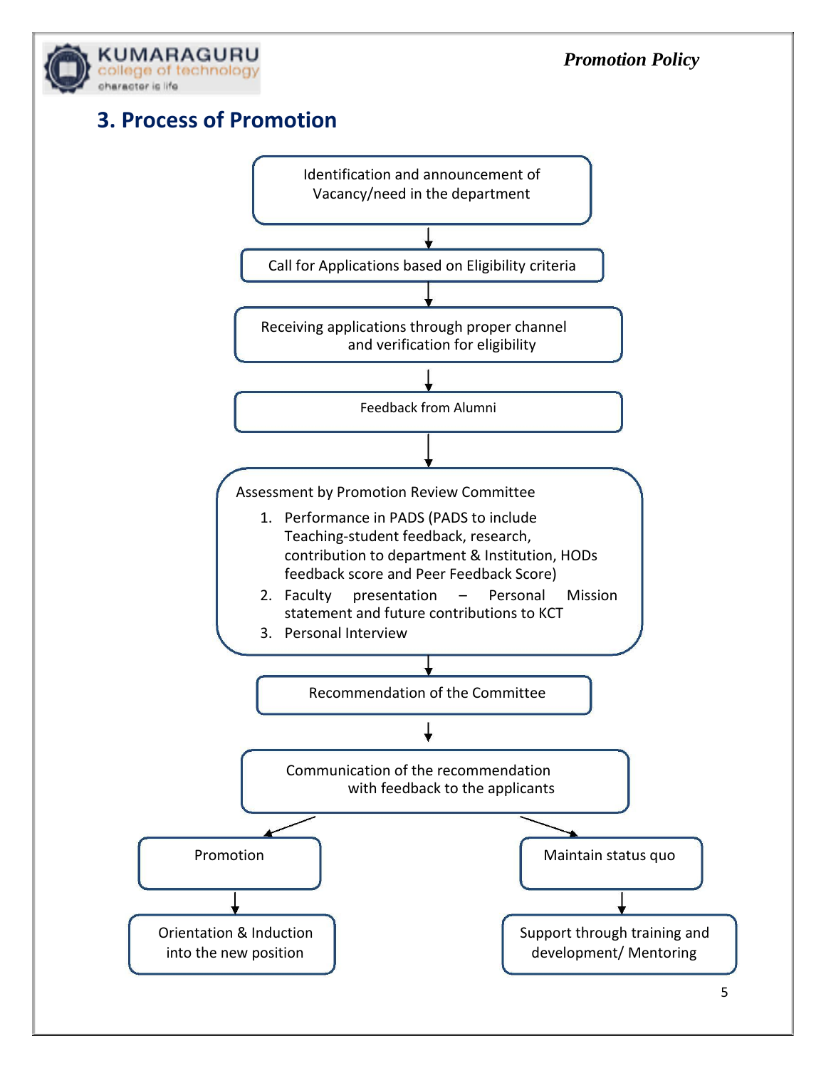## 3. Process of Promotion

Identification and announcement of Vacancy/need in the department

↓

Call for Applications based on Eligibility criteria

↓

Receiving applications through proper channel and verification for eligibility

↓

Feedback from Alumni

↓

Assessment by Promotion Review Committee

1. Performance in PADS (PADS to include Teaching-student feedback, research, contribution to department & Institution, HODs feedback score and Peer Feedback Score)
2. Faculty presentation – Personal Mission statement and future contributions to KCT
3. Personal Interview

↓

Recommendation of the Committee

↓

Communication of the recommendation with feedback to the applicants

↙ ↘

| Promotion | Maintain status quo |
|---|---|
| ↓ | ↓ |
| Orientation & Induction into the new position | Support through training and development/ Mentoring |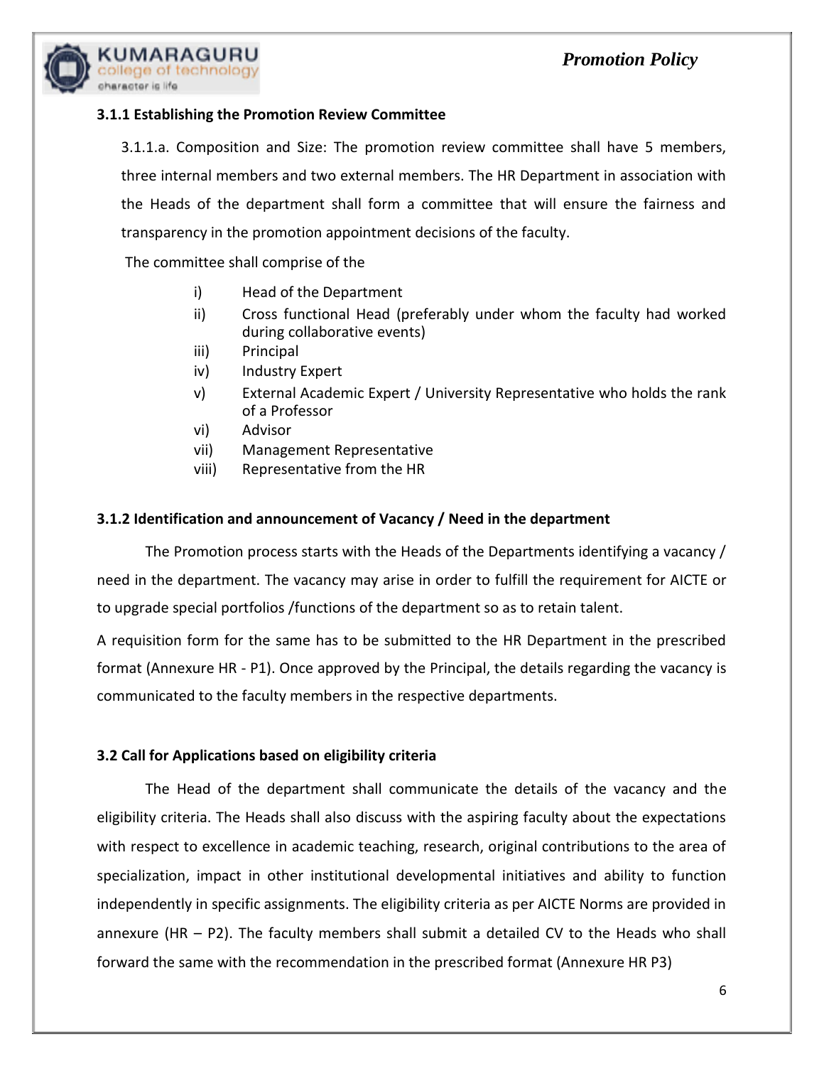### 3.1.1 Establishing the Promotion Review Committee

3.1.1.a. Composition and Size: The promotion review committee shall have 5 members, three internal members and two external members. The HR Department in association with the Heads of the department shall form a committee that will ensure the fairness and transparency in the promotion appointment decisions of the faculty.

The committee shall comprise of the

i) Head of the Department
ii) Cross functional Head (preferably under whom the faculty had worked during collaborative events)
iii) Principal
iv) Industry Expert
v) External Academic Expert / University Representative who holds the rank of a Professor
vi) Advisor
vii) Management Representative
viii) Representative from the HR

### 3.1.2 Identification and announcement of Vacancy / Need in the department

The Promotion process starts with the Heads of the Departments identifying a vacancy / need in the department. The vacancy may arise in order to fulfill the requirement for AICTE or to upgrade special portfolios /functions of the department so as to retain talent.

A requisition form for the same has to be submitted to the HR Department in the prescribed format (Annexure HR - P1). Once approved by the Principal, the details regarding the vacancy is communicated to the faculty members in the respective departments.

### 3.2 Call for Applications based on eligibility criteria

The Head of the department shall communicate the details of the vacancy and the eligibility criteria. The Heads shall also discuss with the aspiring faculty about the expectations with respect to excellence in academic teaching, research, original contributions to the area of specialization, impact in other institutional developmental initiatives and ability to function independently in specific assignments. The eligibility criteria as per AICTE Norms are provided in annexure (HR – P2). The faculty members shall submit a detailed CV to the Heads who shall forward the same with the recommendation in the prescribed format (Annexure HR P3)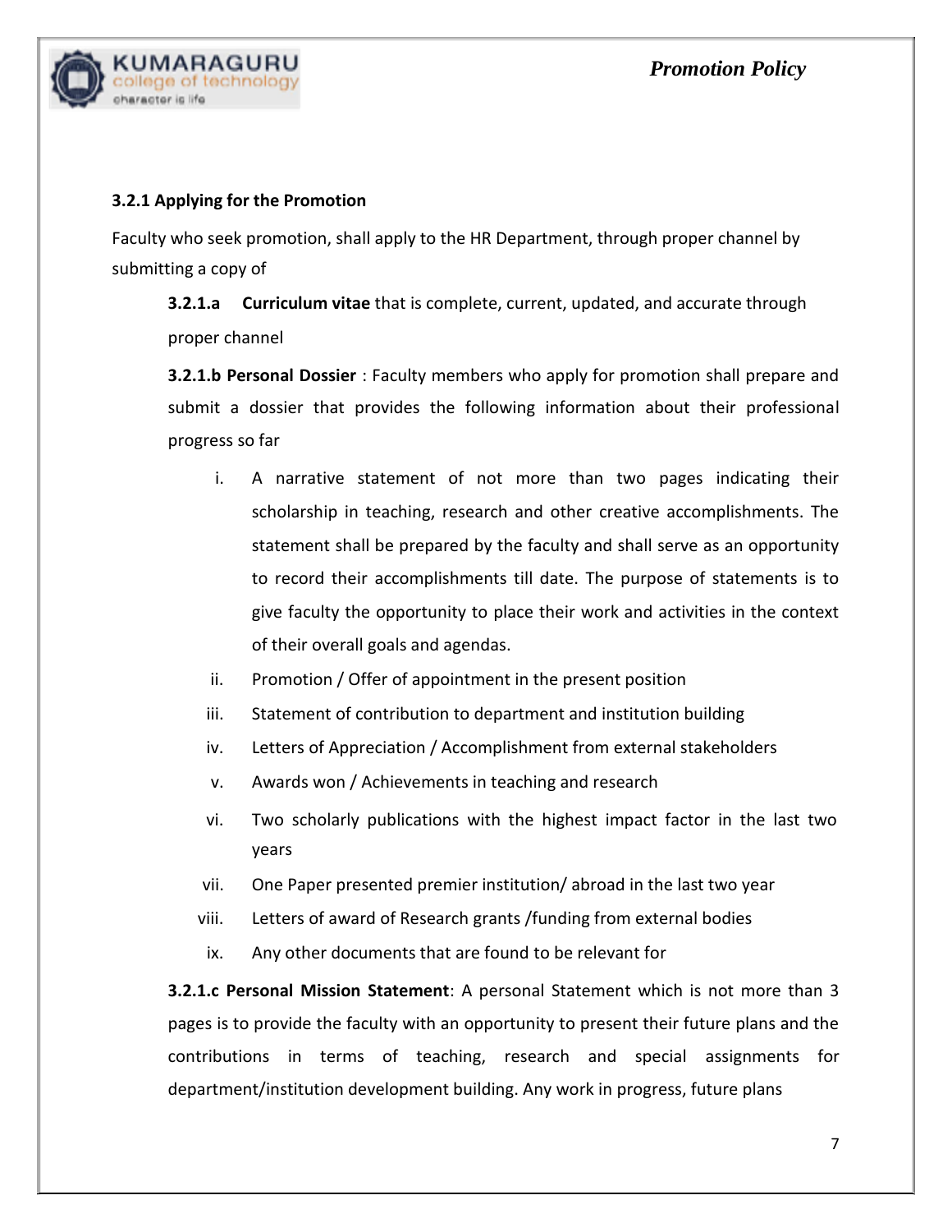### 3.2.1 Applying for the Promotion

Faculty who seek promotion, shall apply to the HR Department, through proper channel by submitting a copy of

**3.2.1.a Curriculum vitae** that is complete, current, updated, and accurate through proper channel

**3.2.1.b Personal Dossier** : Faculty members who apply for promotion shall prepare and submit a dossier that provides the following information about their professional progress so far

i. A narrative statement of not more than two pages indicating their scholarship in teaching, research and other creative accomplishments. The statement shall be prepared by the faculty and shall serve as an opportunity to record their accomplishments till date. The purpose of statements is to give faculty the opportunity to place their work and activities in the context of their overall goals and agendas.
ii. Promotion / Offer of appointment in the present position
iii. Statement of contribution to department and institution building
iv. Letters of Appreciation / Accomplishment from external stakeholders
v. Awards won / Achievements in teaching and research
vi. Two scholarly publications with the highest impact factor in the last two years
vii. One Paper presented premier institution/ abroad in the last two year
viii. Letters of award of Research grants /funding from external bodies
ix. Any other documents that are found to be relevant for

**3.2.1.c Personal Mission Statement**: A personal Statement which is not more than 3 pages is to provide the faculty with an opportunity to present their future plans and the contributions in terms of teaching, research and special assignments for department/institution development building. Any work in progress, future plans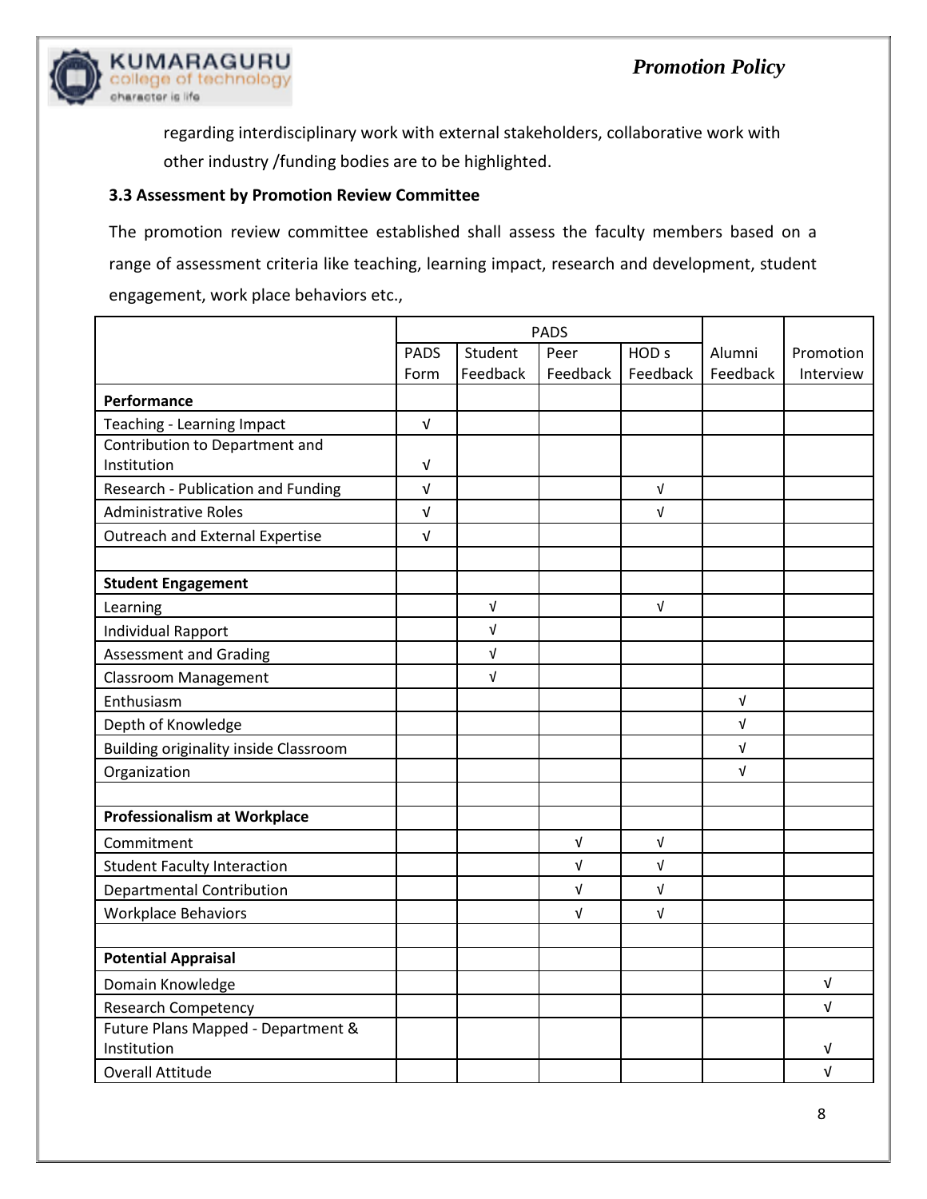regarding interdisciplinary work with external stakeholders, collaborative work with other industry /funding bodies are to be highlighted.

### 3.3 Assessment by Promotion Review Committee

The promotion review committee established shall assess the faculty members based on a range of assessment criteria like teaching, learning impact, research and development, student engagement, work place behaviors etc.,

| | PADS | | | | | |
|---|---|---|---|---|---|---|
| | PADS Form | Student Feedback | Peer Feedback | HOD s Feedback | Alumni Feedback | Promotion Interview |
| **Performance** | | | | | | |
| Teaching - Learning Impact | √ | | | | | |
| Contribution to Department and Institution | √ | | | | | |
| Research - Publication and Funding | √ | | | √ | | |
| Administrative Roles | √ | | | √ | | |
| Outreach and External Expertise | √ | | | | | |
| | | | | | | |
| **Student Engagement** | | | | | | |
| Learning | | √ | | √ | | |
| Individual Rapport | | √ | | | | |
| Assessment and Grading | | √ | | | | |
| Classroom Management | | √ | | | | |
| Enthusiasm | | | | | √ | |
| Depth of Knowledge | | | | | √ | |
| Building originality inside Classroom | | | | | √ | |
| Organization | | | | | √ | |
| | | | | | | |
| **Professionalism at Workplace** | | | | | | |
| Commitment | | | √ | √ | | |
| Student Faculty Interaction | | | √ | √ | | |
| Departmental Contribution | | | √ | √ | | |
| Workplace Behaviors | | | √ | √ | | |
| | | | | | | |
| **Potential Appraisal** | | | | | | |
| Domain Knowledge | | | | | | √ |
| Research Competency | | | | | | √ |
| Future Plans Mapped - Department & Institution | | | | | | √ |
| Overall Attitude | | | | | | √ |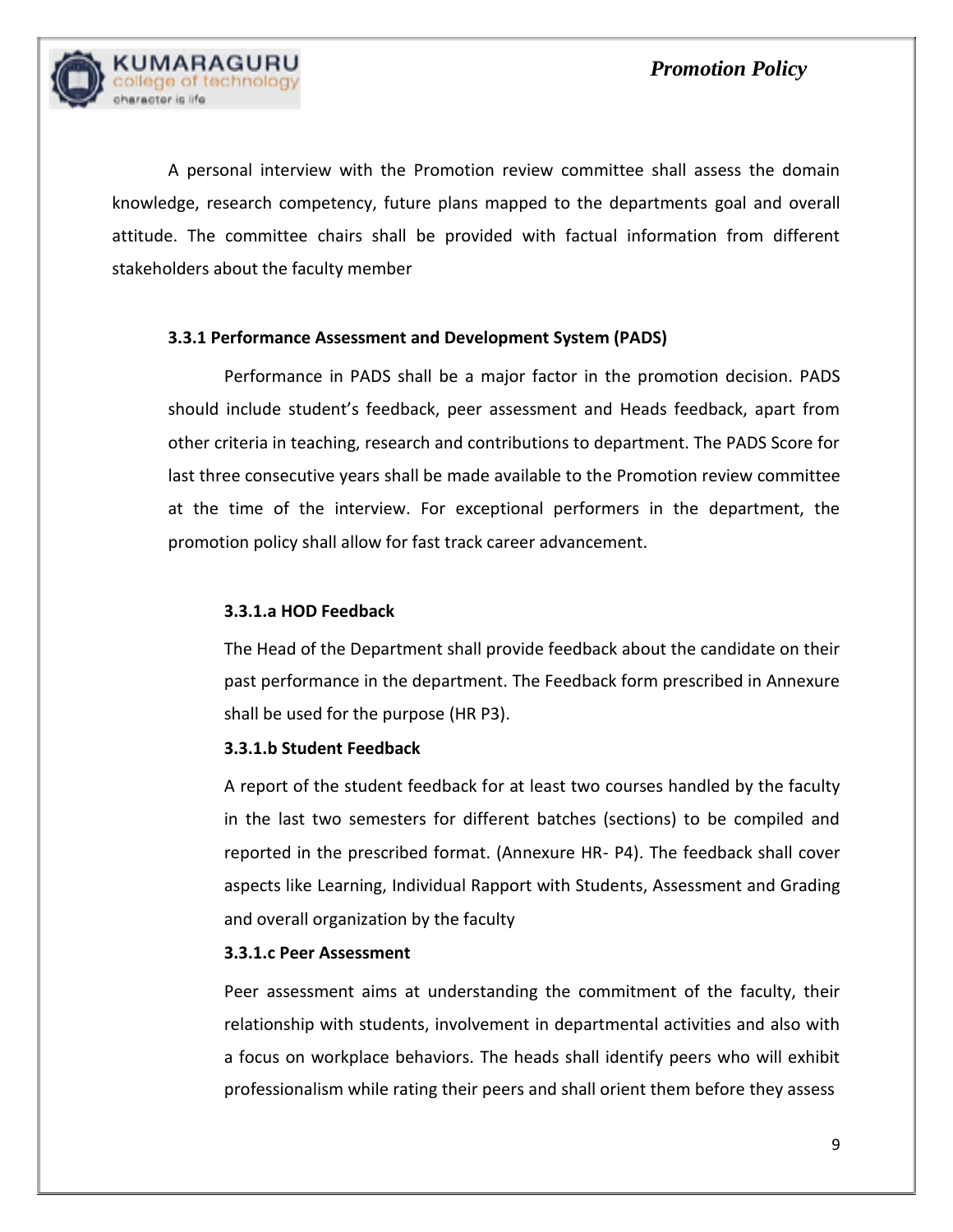A personal interview with the Promotion review committee shall assess the domain knowledge, research competency, future plans mapped to the departments goal and overall attitude. The committee chairs shall be provided with factual information from different stakeholders about the faculty member

#### 3.3.1 Performance Assessment and Development System (PADS)

Performance in PADS shall be a major factor in the promotion decision. PADS should include student's feedback, peer assessment and Heads feedback, apart from other criteria in teaching, research and contributions to department. The PADS Score for last three consecutive years shall be made available to the Promotion review committee at the time of the interview. For exceptional performers in the department, the promotion policy shall allow for fast track career advancement.

##### 3.3.1.a HOD Feedback

The Head of the Department shall provide feedback about the candidate on their past performance in the department. The Feedback form prescribed in Annexure shall be used for the purpose (HR P3).

##### 3.3.1.b Student Feedback

A report of the student feedback for at least two courses handled by the faculty in the last two semesters for different batches (sections) to be compiled and reported in the prescribed format. (Annexure HR- P4). The feedback shall cover aspects like Learning, Individual Rapport with Students, Assessment and Grading and overall organization by the faculty

##### 3.3.1.c Peer Assessment

Peer assessment aims at understanding the commitment of the faculty, their relationship with students, involvement in departmental activities and also with a focus on workplace behaviors. The heads shall identify peers who will exhibit professionalism while rating their peers and shall orient them before they assess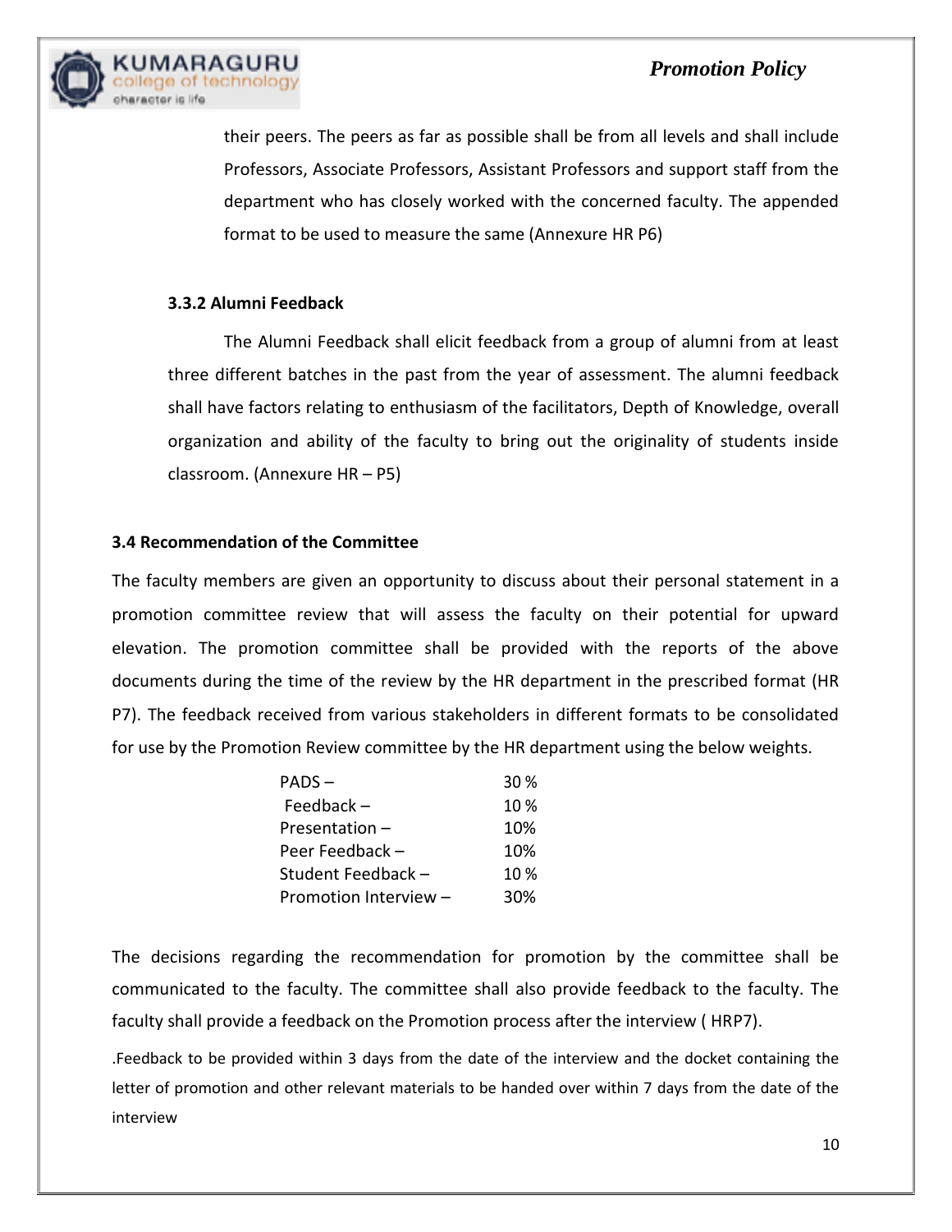their peers. The peers as far as possible shall be from all levels and shall include Professors, Associate Professors, Assistant Professors and support staff from the department who has closely worked with the concerned faculty. The appended format to be used to measure the same (Annexure HR P6)

### 3.3.2 Alumni Feedback

The Alumni Feedback shall elicit feedback from a group of alumni from at least three different batches in the past from the year of assessment. The alumni feedback shall have factors relating to enthusiasm of the facilitators, Depth of Knowledge, overall organization and ability of the faculty to bring out the originality of students inside classroom. (Annexure HR – P5)

### 3.4 Recommendation of the Committee

The faculty members are given an opportunity to discuss about their personal statement in a promotion committee review that will assess the faculty on their potential for upward elevation. The promotion committee shall be provided with the reports of the above documents during the time of the review by the HR department in the prescribed format (HR P7). The feedback received from various stakeholders in different formats to be consolidated for use by the Promotion Review committee by the HR department using the below weights.

| | |
|---|---|
| PADS – | 30 % |
| Feedback – | 10 % |
| Presentation – | 10% |
| Peer Feedback – | 10% |
| Student Feedback – | 10 % |
| Promotion Interview – | 30% |

The decisions regarding the recommendation for promotion by the committee shall be communicated to the faculty. The committee shall also provide feedback to the faculty. The faculty shall provide a feedback on the Promotion process after the interview ( HRP7).

.Feedback to be provided within 3 days from the date of the interview and the docket containing the letter of promotion and other relevant materials to be handed over within 7 days from the date of the interview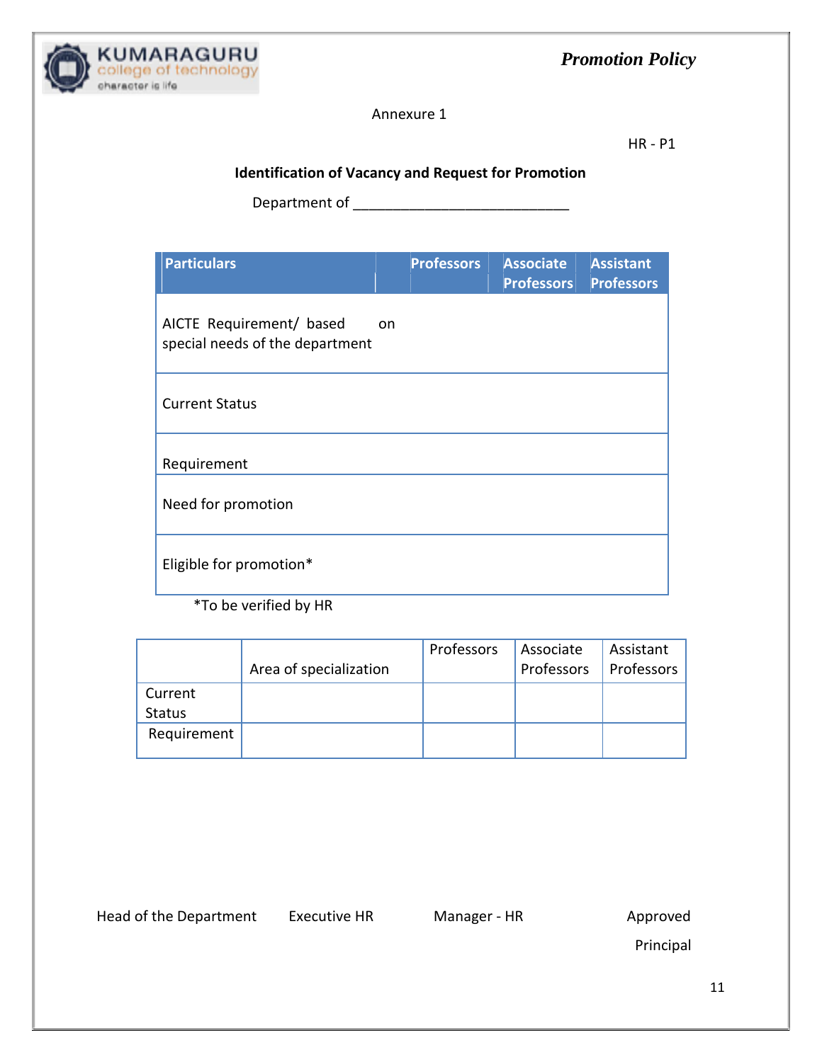Annexure 1

HR - P1

**Identification of Vacancy and Request for Promotion**

Department of ___________________________

| Particulars | Professors | Associate Professors | Assistant Professors |
|---|---|---|---|
| AICTE Requirement/ based on special needs of the department | | | |
| Current Status | | | |
| Requirement | | | |
| Need for promotion | | | |
| Eligible for promotion* | | | |

*To be verified by HR

| | Area of specialization | Professors | Associate Professors | Assistant Professors |
|---|---|---|---|---|
| Current Status | | | | |
| Requirement | | | | |

Head of the Department Executive HR Manager - HR Approved

Principal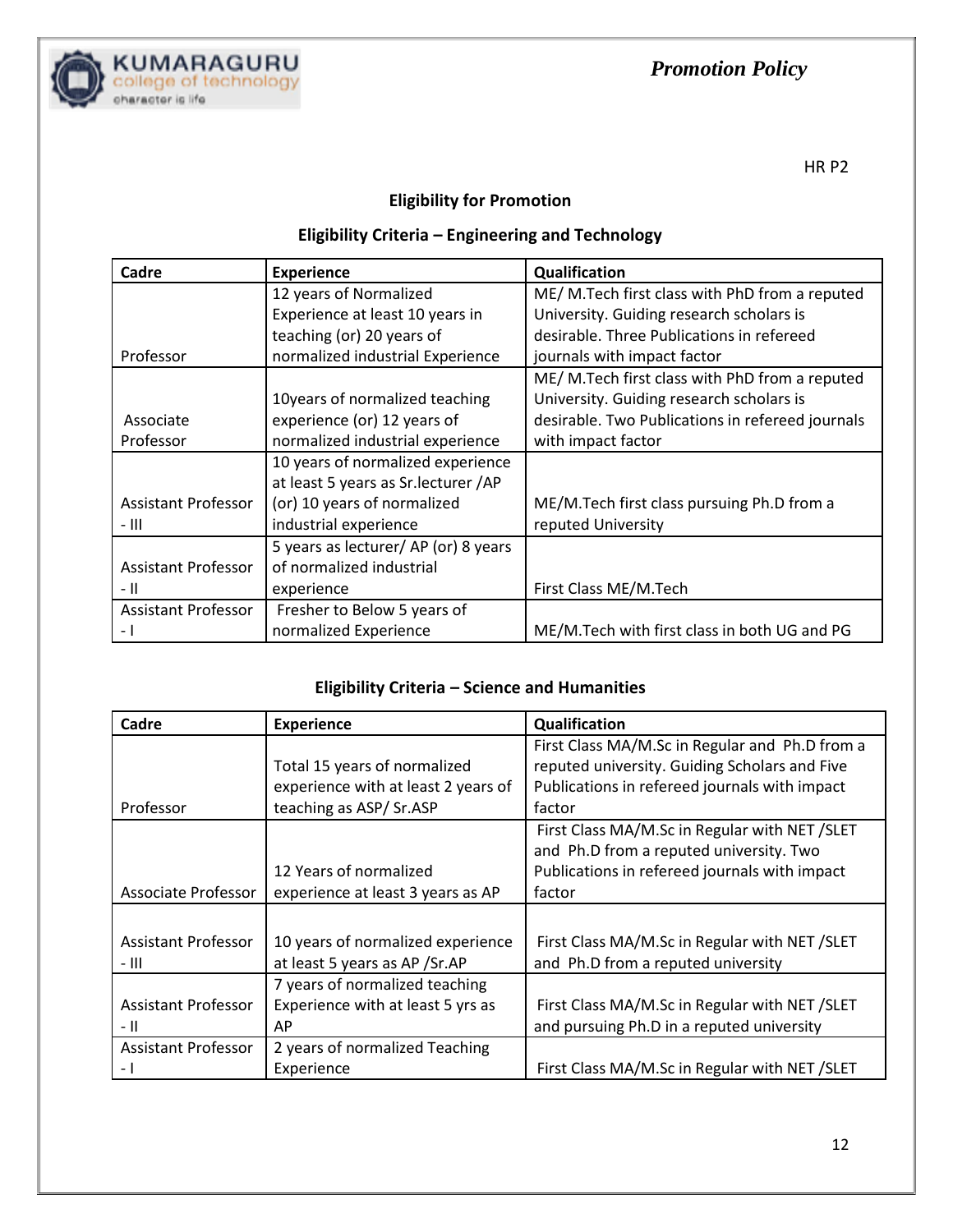HR P2

## Eligibility for Promotion

### Eligibility Criteria – Engineering and Technology

| Cadre | Experience | Qualification |
|---|---|---|
| Professor | 12 years of Normalized Experience at least 10 years in teaching (or) 20 years of normalized industrial Experience | ME/ M.Tech first class with PhD from a reputed University. Guiding research scholars is desirable. Three Publications in refereed journals with impact factor |
| Associate Professor | 10years of normalized teaching experience (or) 12 years of normalized industrial experience | ME/ M.Tech first class with PhD from a reputed University. Guiding research scholars is desirable. Two Publications in refereed journals with impact factor |
| Assistant Professor - III | 10 years of normalized experience at least 5 years as Sr.lecturer /AP (or) 10 years of normalized industrial experience | ME/M.Tech first class pursuing Ph.D from a reputed University |
| Assistant Professor - II | 5 years as lecturer/ AP (or) 8 years of normalized industrial experience | First Class ME/M.Tech |
| Assistant Professor - I | Fresher to Below 5 years of normalized Experience | ME/M.Tech with first class in both UG and PG |

### Eligibility Criteria – Science and Humanities

| Cadre | Experience | Qualification |
|---|---|---|
| Professor | Total 15 years of normalized experience with at least 2 years of teaching as ASP/ Sr.ASP | First Class MA/M.Sc in Regular and Ph.D from a reputed university. Guiding Scholars and Five Publications in refereed journals with impact factor |
| Associate Professor | 12 Years of normalized experience at least 3 years as AP | First Class MA/M.Sc in Regular with NET /SLET and Ph.D from a reputed university. Two Publications in refereed journals with impact factor |
| Assistant Professor - III | 10 years of normalized experience at least 5 years as AP /Sr.AP | First Class MA/M.Sc in Regular with NET /SLET and Ph.D from a reputed university |
| Assistant Professor - II | 7 years of normalized teaching Experience with at least 5 yrs as AP | First Class MA/M.Sc in Regular with NET /SLET and pursuing Ph.D in a reputed university |
| Assistant Professor - I | 2 years of normalized Teaching Experience | First Class MA/M.Sc in Regular with NET /SLET |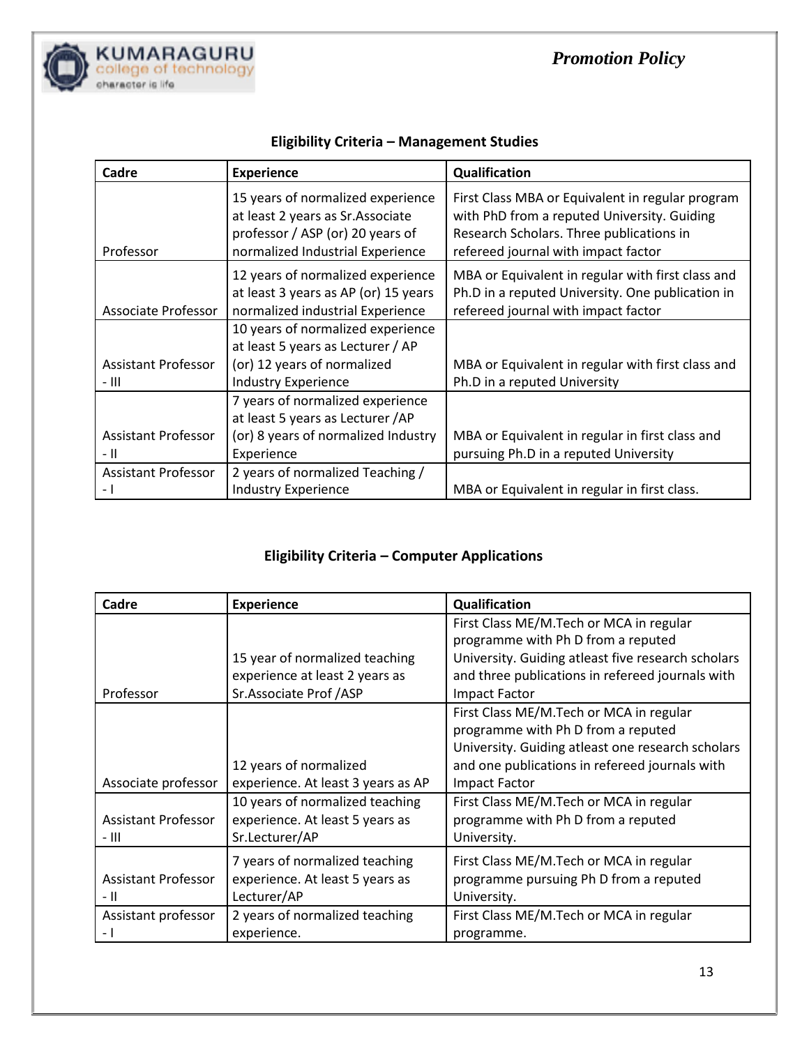## Eligibility Criteria – Management Studies

| Cadre | Experience | Qualification |
|---|---|---|
| Professor | 15 years of normalized experience at least 2 years as Sr.Associate professor / ASP (or) 20 years of normalized Industrial Experience | First Class MBA or Equivalent in regular program with PhD from a reputed University. Guiding Research Scholars. Three publications in refereed journal with impact factor |
| Associate Professor | 12 years of normalized experience at least 3 years as AP (or) 15 years normalized industrial Experience | MBA or Equivalent in regular with first class and Ph.D in a reputed University. One publication in refereed journal with impact factor |
| Assistant Professor - III | 10 years of normalized experience at least 5 years as Lecturer / AP (or) 12 years of normalized Industry Experience | MBA or Equivalent in regular with first class and Ph.D in a reputed University |
| Assistant Professor - II | 7 years of normalized experience at least 5 years as Lecturer /AP (or) 8 years of normalized Industry Experience | MBA or Equivalent in regular in first class and pursuing Ph.D in a reputed University |
| Assistant Professor - I | 2 years of normalized Teaching / Industry Experience | MBA or Equivalent in regular in first class. |

## Eligibility Criteria – Computer Applications

| Cadre | Experience | Qualification |
|---|---|---|
| Professor | 15 year of normalized teaching experience at least 2 years as Sr.Associate Prof /ASP | First Class ME/M.Tech or MCA in regular programme with Ph D from a reputed University. Guiding atleast five research scholars and three publications in refereed journals with Impact Factor |
| Associate professor | 12 years of normalized experience. At least 3 years as AP | First Class ME/M.Tech or MCA in regular programme with Ph D from a reputed University. Guiding atleast one research scholars and one publications in refereed journals with Impact Factor |
| Assistant Professor - III | 10 years of normalized teaching experience. At least 5 years as Sr.Lecturer/AP | First Class ME/M.Tech or MCA in regular programme with Ph D from a reputed University. |
| Assistant Professor - II | 7 years of normalized teaching experience. At least 5 years as Lecturer/AP | First Class ME/M.Tech or MCA in regular programme pursuing Ph D from a reputed University. |
| Assistant professor - I | 2 years of normalized teaching experience. | First Class ME/M.Tech or MCA in regular programme. |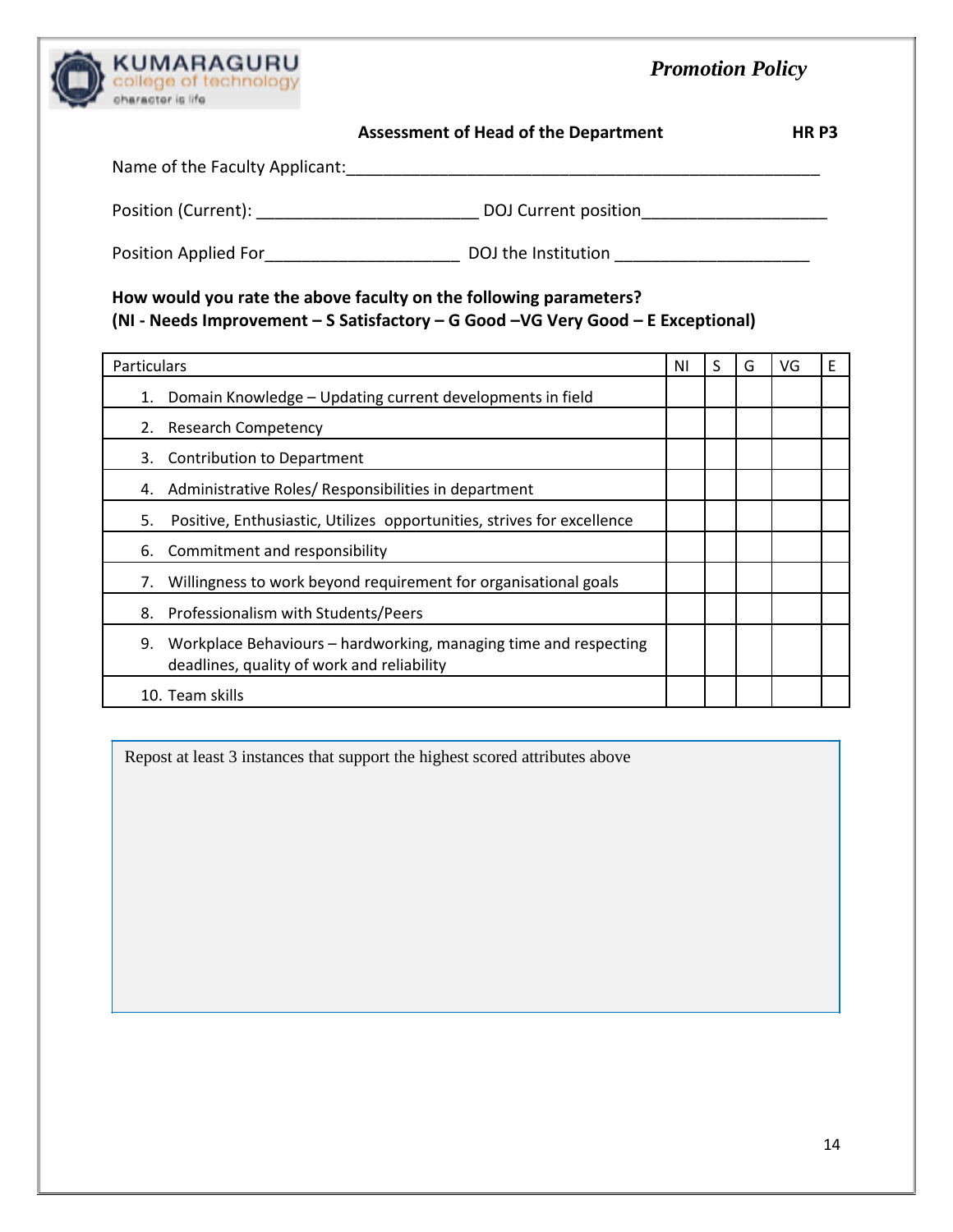**KUMARAGURU**
college of technology
character is life

*Promotion Policy*

**Assessment of Head of the Department** **HR P3**

Name of the Faculty Applicant:_____________________________________________________

Position (Current): ________________________ DOJ Current position____________________

Position Applied For_____________________ DOJ the Institution _____________________

**How would you rate the above faculty on the following parameters?**
**(NI - Needs Improvement – S Satisfactory – G Good –VG Very Good – E Exceptional)**

| Particulars | NI | S | G | VG | E |
|---|---|---|---|---|---|
| 1. Domain Knowledge – Updating current developments in field | | | | | |
| 2. Research Competency | | | | | |
| 3. Contribution to Department | | | | | |
| 4. Administrative Roles/ Responsibilities in department | | | | | |
| 5. Positive, Enthusiastic, Utilizes opportunities, strives for excellence | | | | | |
| 6. Commitment and responsibility | | | | | |
| 7. Willingness to work beyond requirement for organisational goals | | | | | |
| 8. Professionalism with Students/Peers | | | | | |
| 9. Workplace Behaviours – hardworking, managing time and respecting deadlines, quality of work and reliability | | | | | |
| 10. Team skills | | | | | |

Repost at least 3 instances that support the highest scored attributes above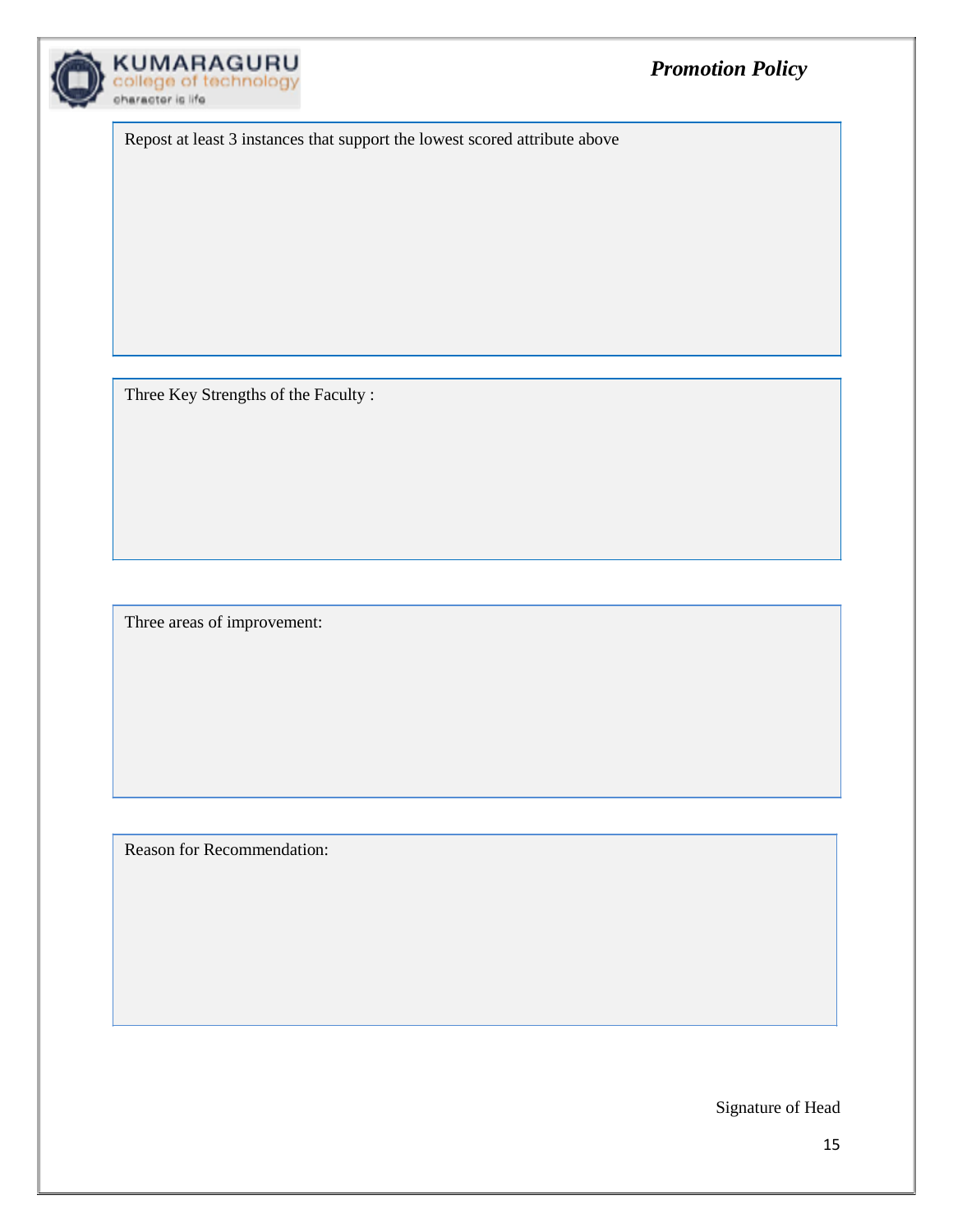Repost at least 3 instances that support the lowest scored attribute above

Three Key Strengths of the Faculty :

Three areas of improvement:

Reason for Recommendation:

Signature of Head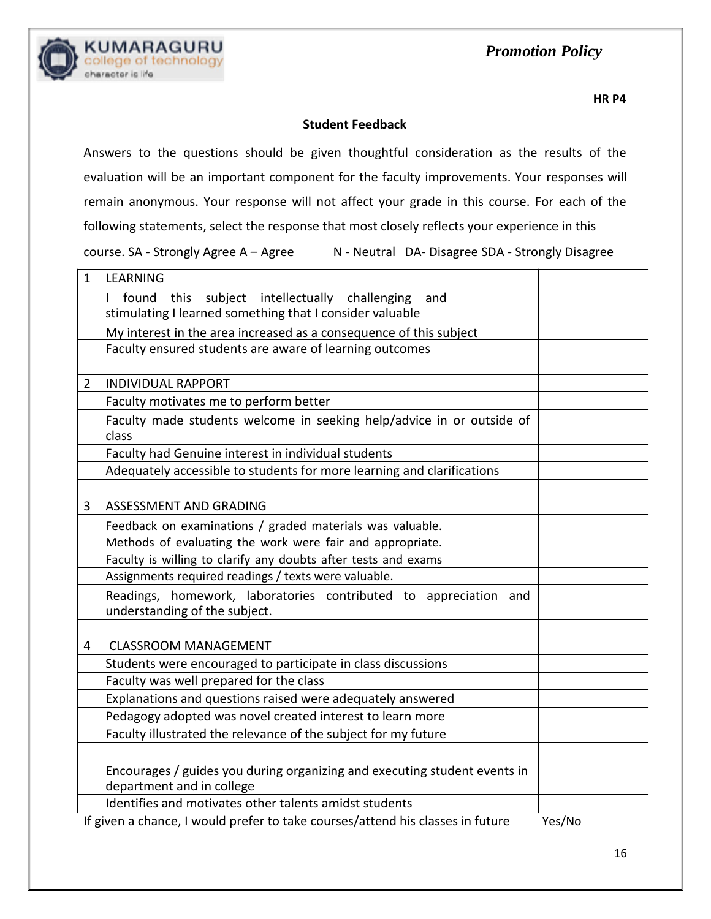**HR P4**

**Student Feedback**

Answers to the questions should be given thoughtful consideration as the results of the evaluation will be an important component for the faculty improvements. Your responses will remain anonymous. Your response will not affect your grade in this course. For each of the following statements, select the response that most closely reflects your experience in this course. SA - Strongly Agree A – Agree N - Neutral DA- Disagree SDA - Strongly Disagree

| 1 | LEARNING | |
|---|---|---|
| | I found this subject intellectually challenging and | |
| | stimulating I learned something that I consider valuable | |
| | My interest in the area increased as a consequence of this subject | |
| | Faculty ensured students are aware of learning outcomes | |
| | | |
| 2 | INDIVIDUAL RAPPORT | |
| | Faculty motivates me to perform better | |
| | Faculty made students welcome in seeking help/advice in or outside of class | |
| | Faculty had Genuine interest in individual students | |
| | Adequately accessible to students for more learning and clarifications | |
| | | |
| 3 | ASSESSMENT AND GRADING | |
| | Feedback on examinations / graded materials was valuable. | |
| | Methods of evaluating the work were fair and appropriate. | |
| | Faculty is willing to clarify any doubts after tests and exams | |
| | Assignments required readings / texts were valuable. | |
| | Readings, homework, laboratories contributed to appreciation and understanding of the subject. | |
| | | |
| 4 | CLASSROOM MANAGEMENT | |
| | Students were encouraged to participate in class discussions | |
| | Faculty was well prepared for the class | |
| | Explanations and questions raised were adequately answered | |
| | Pedagogy adopted was novel created interest to learn more | |
| | Faculty illustrated the relevance of the subject for my future | |
| | | |
| | Encourages / guides you during organizing and executing student events in department and in college | |
| | Identifies and motivates other talents amidst students | |

If given a chance, I would prefer to take courses/attend his classes in future Yes/No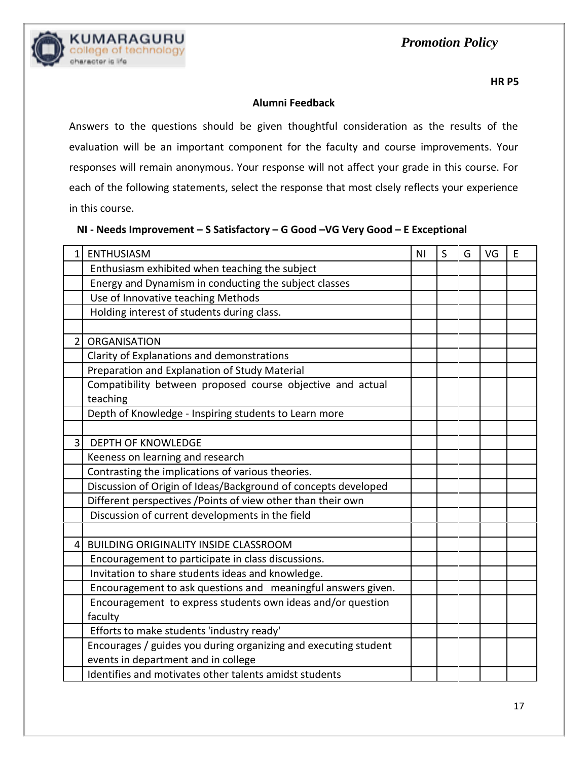**HR P5**

## Alumni Feedback

Answers to the questions should be given thoughtful consideration as the results of the evaluation will be an important component for the faculty and course improvements. Your responses will remain anonymous. Your response will not affect your grade in this course. For each of the following statements, select the response that most clsely reflects your experience in this course.

**NI - Needs Improvement – S Satisfactory – G Good –VG Very Good – E Exceptional**

| 1 | ENTHUSIASM | NI | S | G | VG | E |
|---|---|---|---|---|---|---|
| | Enthusiasm exhibited when teaching the subject | | | | | |
| | Energy and Dynamism in conducting the subject classes | | | | | |
| | Use of Innovative teaching Methods | | | | | |
| | Holding interest of students during class. | | | | | |
| | | | | | | |
| 2 | ORGANISATION | | | | | |
| | Clarity of Explanations and demonstrations | | | | | |
| | Preparation and Explanation of Study Material | | | | | |
| | Compatibility between proposed course objective and actual teaching | | | | | |
| | Depth of Knowledge - Inspiring students to Learn more | | | | | |
| | | | | | | |
| 3 | DEPTH OF KNOWLEDGE | | | | | |
| | Keeness on learning and research | | | | | |
| | Contrasting the implications of various theories. | | | | | |
| | Discussion of Origin of Ideas/Background of concepts developed | | | | | |
| | Different perspectives /Points of view other than their own | | | | | |
| | Discussion of current developments in the field | | | | | |
| | | | | | | |
| 4 | BUILDING ORIGINALITY INSIDE CLASSROOM | | | | | |
| | Encouragement to participate in class discussions. | | | | | |
| | Invitation to share students ideas and knowledge. | | | | | |
| | Encouragement to ask questions and meaningful answers given. | | | | | |
| | Encouragement to express students own ideas and/or question faculty | | | | | |
| | Efforts to make students 'industry ready' | | | | | |
| | Encourages / guides you during organizing and executing student events in department and in college | | | | | |
| | Identifies and motivates other talents amidst students | | | | | |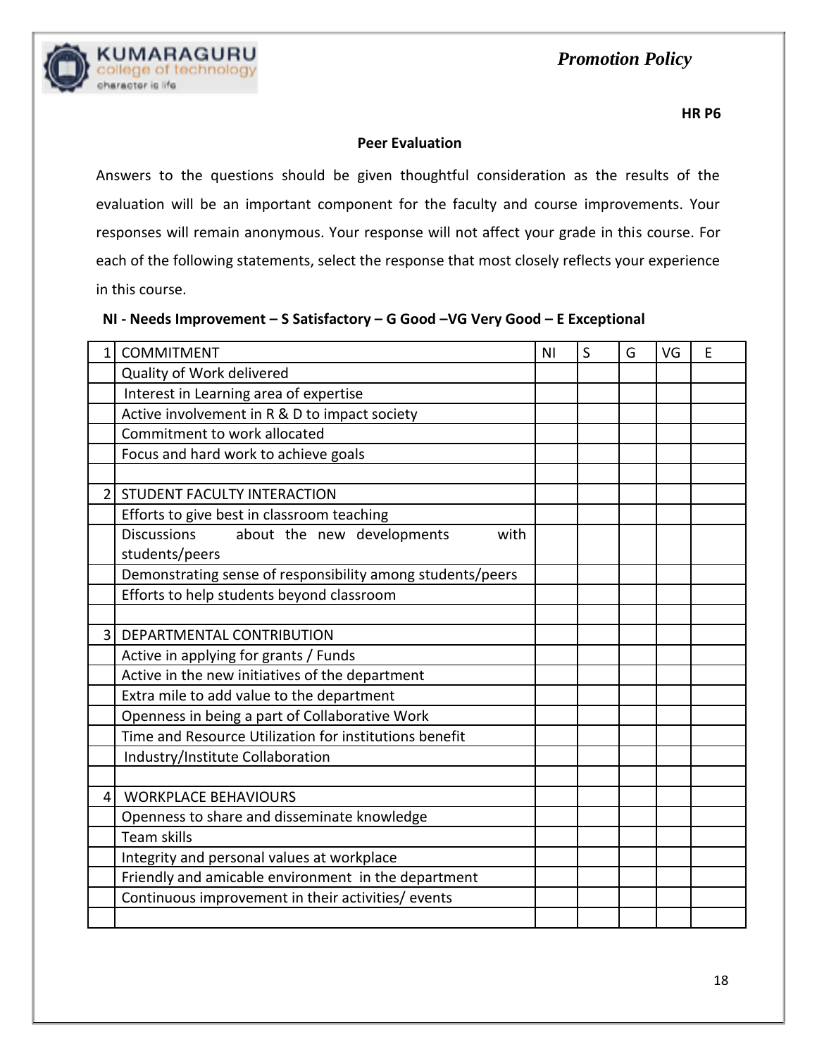**HR P6**

**Peer Evaluation**

Answers to the questions should be given thoughtful consideration as the results of the evaluation will be an important component for the faculty and course improvements. Your responses will remain anonymous. Your response will not affect your grade in this course. For each of the following statements, select the response that most closely reflects your experience in this course.

**NI - Needs Improvement – S Satisfactory – G Good –VG Very Good – E Exceptional**

| 1 | COMMITMENT | NI | S | G | VG | E |
|---|---|---|---|---|---|---|
| | Quality of Work delivered | | | | | |
| | Interest in Learning area of expertise | | | | | |
| | Active involvement in R & D to impact society | | | | | |
| | Commitment to work allocated | | | | | |
| | Focus and hard work to achieve goals | | | | | |
| | | | | | | |
| 2 | STUDENT FACULTY INTERACTION | | | | | |
| | Efforts to give best in classroom teaching | | | | | |
| | Discussions about the new developments with students/peers | | | | | |
| | Demonstrating sense of responsibility among students/peers | | | | | |
| | Efforts to help students beyond classroom | | | | | |
| | | | | | | |
| 3 | DEPARTMENTAL CONTRIBUTION | | | | | |
| | Active in applying for grants / Funds | | | | | |
| | Active in the new initiatives of the department | | | | | |
| | Extra mile to add value to the department | | | | | |
| | Openness in being a part of Collaborative Work | | | | | |
| | Time and Resource Utilization for institutions benefit | | | | | |
| | Industry/Institute Collaboration | | | | | |
| | | | | | | |
| 4 | WORKPLACE BEHAVIOURS | | | | | |
| | Openness to share and disseminate knowledge | | | | | |
| | Team skills | | | | | |
| | Integrity and personal values at workplace | | | | | |
| | Friendly and amicable environment in the department | | | | | |
| | Continuous improvement in their activities/ events | | | | | |
| | | | | | | |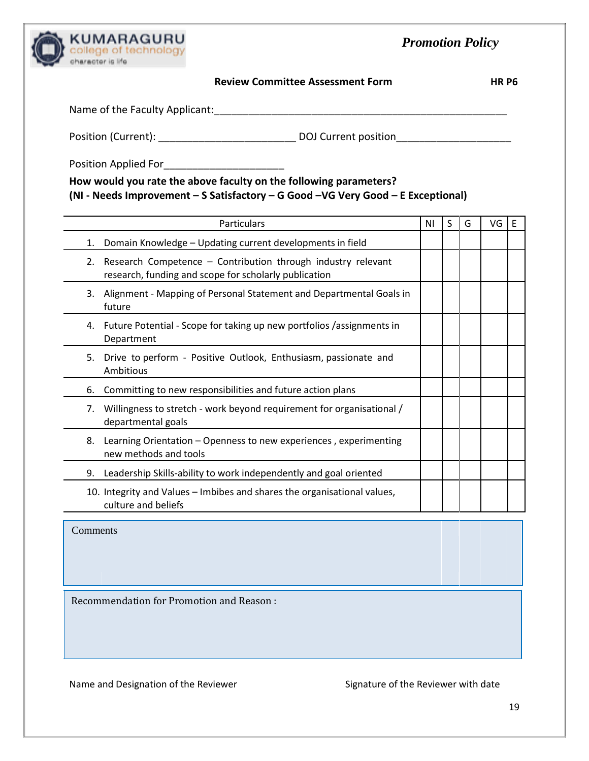**Promotion Policy**

KUMARAGURU college of technology — character is life

## Review Committee Assessment Form

**HR P6**

Name of the Faculty Applicant:_______________________________________________________

Position (Current): ________________________ DOJ Current position____________________

Position Applied For____________________

**How would you rate the above faculty on the following parameters?**
**(NI - Needs Improvement – S Satisfactory – G Good –VG Very Good – E Exceptional)**

| Particulars | NI | S | G | VG | E |
|---|---|---|---|---|---|
| 1. Domain Knowledge – Updating current developments in field | | | | | |
| 2. Research Competence – Contribution through industry relevant research, funding and scope for scholarly publication | | | | | |
| 3. Alignment - Mapping of Personal Statement and Departmental Goals in future | | | | | |
| 4. Future Potential - Scope for taking up new portfolios /assignments in Department | | | | | |
| 5. Drive to perform - Positive Outlook, Enthusiasm, passionate and Ambitious | | | | | |
| 6. Committing to new responsibilities and future action plans | | | | | |
| 7. Willingness to stretch - work beyond requirement for organisational / departmental goals | | | | | |
| 8. Learning Orientation – Openness to new experiences , experimenting new methods and tools | | | | | |
| 9. Leadership Skills-ability to work independently and goal oriented | | | | | |
| 10. Integrity and Values – Imbibes and shares the organisational values, culture and beliefs | | | | | |

Comments

Recommendation for Promotion and Reason :

Name and Designation of the Reviewer

Signature of the Reviewer with date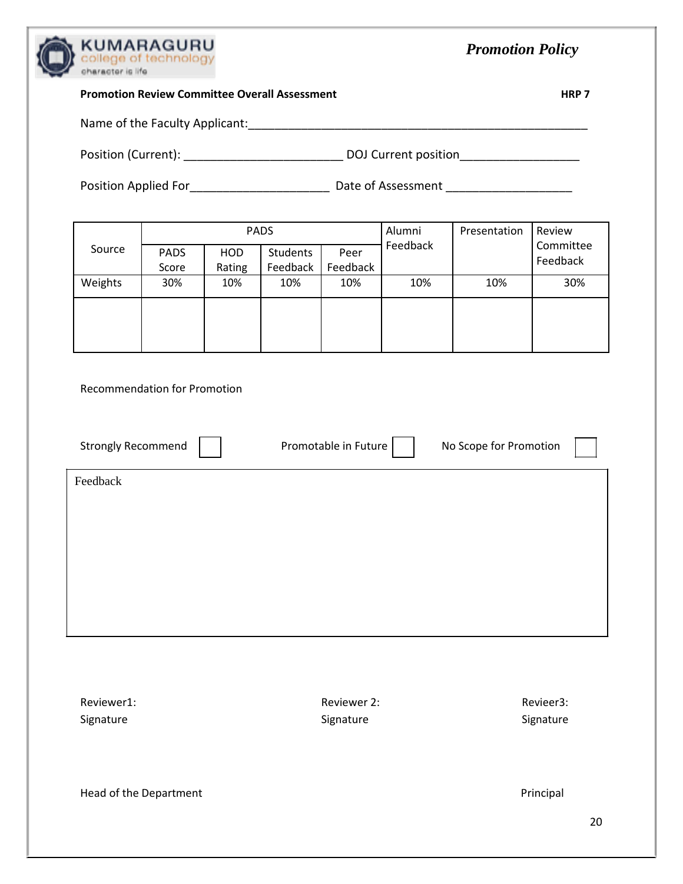**Promotion Review Committee Overall Assessment** **HRP 7**

Name of the Faculty Applicant:____________________________________________________

Position (Current): ________________________ DOJ Current position_________________

Position Applied For_____________________ Date of Assessment ___________________

| Source | PADS | | | | Alumni Feedback | Presentation | Review Committee Feedback |
|---|---|---|---|---|---|---|---|
| | PADS Score | HOD Rating | Students Feedback | Peer Feedback | | | |
| Weights | 30% | 10% | 10% | 10% | 10% | 10% | 30% |
| | | | | | | | |

Recommendation for Promotion

Strongly Recommend ☐ Promotable in Future ☐ No Scope for Promotion ☐

Feedback

Reviewer1: Signature

Reviewer 2: Signature

Revieer3: Signature

Head of the Department

Principal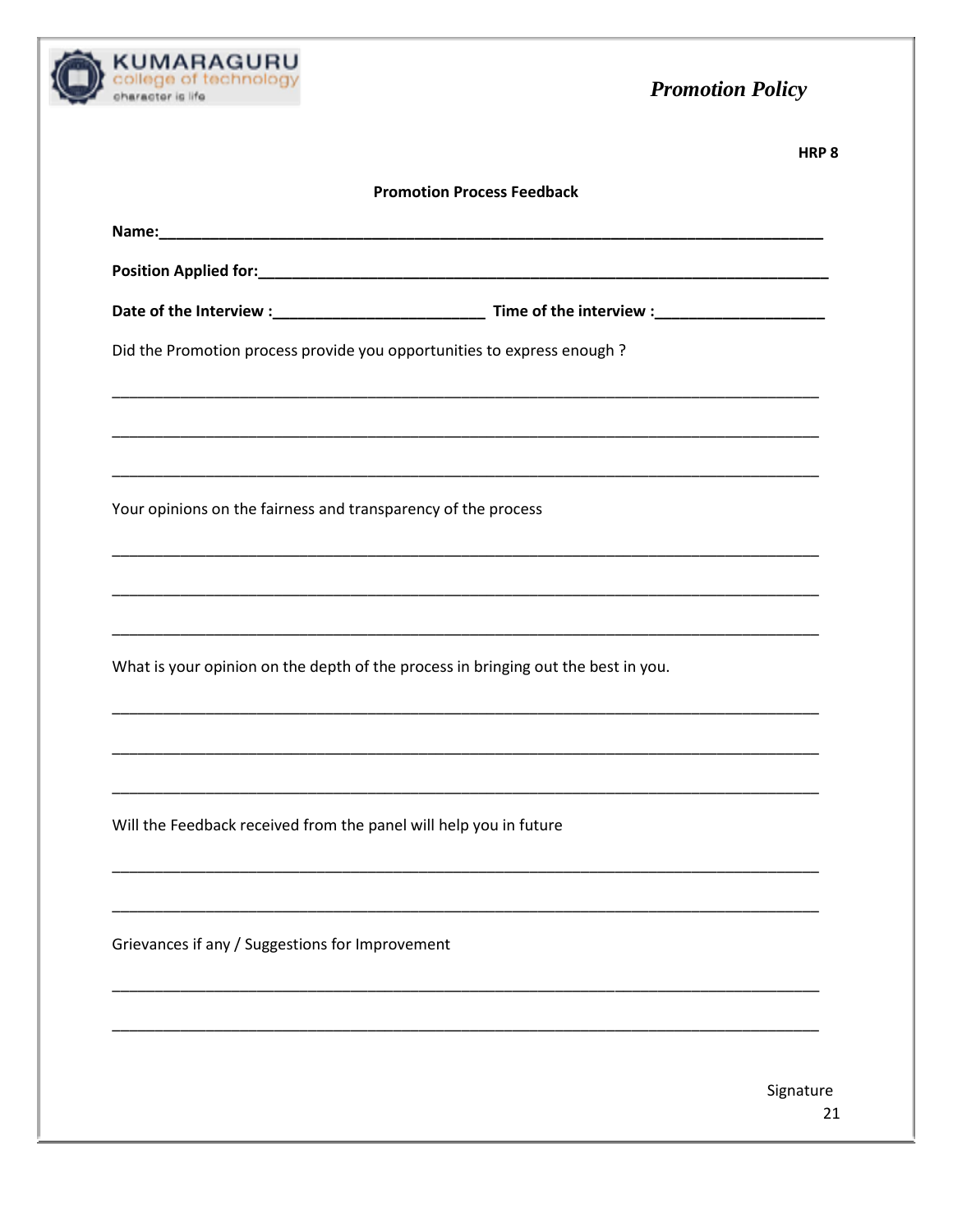HRP 8

**Promotion Process Feedback**

**Name:**\_\_\_\_\_\_\_\_\_\_\_\_\_\_\_\_\_\_\_\_\_\_\_\_\_\_\_\_\_\_\_\_\_\_\_\_\_\_\_\_\_\_\_\_\_\_\_\_\_\_\_\_\_\_\_\_\_\_\_\_\_\_\_\_\_\_\_\_\_\_

**Position Applied for:**\_\_\_\_\_\_\_\_\_\_\_\_\_\_\_\_\_\_\_\_\_\_\_\_\_\_\_\_\_\_\_\_\_\_\_\_\_\_\_\_\_\_\_\_\_\_\_\_\_\_\_\_\_\_\_\_\_\_\_\_

**Date of the Interview :**\_\_\_\_\_\_\_\_\_\_\_\_\_\_\_\_\_\_\_\_\_\_\_\_\_ **Time of the interview :**\_\_\_\_\_\_\_\_\_\_\_\_\_\_\_\_\_\_\_\_

Did the Promotion process provide you opportunities to express enough ?

\_\_\_\_\_\_\_\_\_\_\_\_\_\_\_\_\_\_\_\_\_\_\_\_\_\_\_\_\_\_\_\_\_\_\_\_\_\_\_\_\_\_\_\_\_\_\_\_\_\_\_\_\_\_\_\_\_\_\_\_\_\_\_\_\_\_\_\_\_\_\_\_\_\_\_\_\_\_

\_\_\_\_\_\_\_\_\_\_\_\_\_\_\_\_\_\_\_\_\_\_\_\_\_\_\_\_\_\_\_\_\_\_\_\_\_\_\_\_\_\_\_\_\_\_\_\_\_\_\_\_\_\_\_\_\_\_\_\_\_\_\_\_\_\_\_\_\_\_\_\_\_\_\_\_\_\_

\_\_\_\_\_\_\_\_\_\_\_\_\_\_\_\_\_\_\_\_\_\_\_\_\_\_\_\_\_\_\_\_\_\_\_\_\_\_\_\_\_\_\_\_\_\_\_\_\_\_\_\_\_\_\_\_\_\_\_\_\_\_\_\_\_\_\_\_\_\_\_\_\_\_\_\_\_\_

Your opinions on the fairness and transparency of the process

\_\_\_\_\_\_\_\_\_\_\_\_\_\_\_\_\_\_\_\_\_\_\_\_\_\_\_\_\_\_\_\_\_\_\_\_\_\_\_\_\_\_\_\_\_\_\_\_\_\_\_\_\_\_\_\_\_\_\_\_\_\_\_\_\_\_\_\_\_\_\_\_\_\_\_\_\_\_

\_\_\_\_\_\_\_\_\_\_\_\_\_\_\_\_\_\_\_\_\_\_\_\_\_\_\_\_\_\_\_\_\_\_\_\_\_\_\_\_\_\_\_\_\_\_\_\_\_\_\_\_\_\_\_\_\_\_\_\_\_\_\_\_\_\_\_\_\_\_\_\_\_\_\_\_\_\_

\_\_\_\_\_\_\_\_\_\_\_\_\_\_\_\_\_\_\_\_\_\_\_\_\_\_\_\_\_\_\_\_\_\_\_\_\_\_\_\_\_\_\_\_\_\_\_\_\_\_\_\_\_\_\_\_\_\_\_\_\_\_\_\_\_\_\_\_\_\_\_\_\_\_\_\_\_\_

What is your opinion on the depth of the process in bringing out the best in you.

\_\_\_\_\_\_\_\_\_\_\_\_\_\_\_\_\_\_\_\_\_\_\_\_\_\_\_\_\_\_\_\_\_\_\_\_\_\_\_\_\_\_\_\_\_\_\_\_\_\_\_\_\_\_\_\_\_\_\_\_\_\_\_\_\_\_\_\_\_\_\_\_\_\_\_\_\_\_

\_\_\_\_\_\_\_\_\_\_\_\_\_\_\_\_\_\_\_\_\_\_\_\_\_\_\_\_\_\_\_\_\_\_\_\_\_\_\_\_\_\_\_\_\_\_\_\_\_\_\_\_\_\_\_\_\_\_\_\_\_\_\_\_\_\_\_\_\_\_\_\_\_\_\_\_\_\_

\_\_\_\_\_\_\_\_\_\_\_\_\_\_\_\_\_\_\_\_\_\_\_\_\_\_\_\_\_\_\_\_\_\_\_\_\_\_\_\_\_\_\_\_\_\_\_\_\_\_\_\_\_\_\_\_\_\_\_\_\_\_\_\_\_\_\_\_\_\_\_\_\_\_\_\_\_\_

Will the Feedback received from the panel will help you in future

\_\_\_\_\_\_\_\_\_\_\_\_\_\_\_\_\_\_\_\_\_\_\_\_\_\_\_\_\_\_\_\_\_\_\_\_\_\_\_\_\_\_\_\_\_\_\_\_\_\_\_\_\_\_\_\_\_\_\_\_\_\_\_\_\_\_\_\_\_\_\_\_\_\_\_\_\_\_

\_\_\_\_\_\_\_\_\_\_\_\_\_\_\_\_\_\_\_\_\_\_\_\_\_\_\_\_\_\_\_\_\_\_\_\_\_\_\_\_\_\_\_\_\_\_\_\_\_\_\_\_\_\_\_\_\_\_\_\_\_\_\_\_\_\_\_\_\_\_\_\_\_\_\_\_\_\_

Grievances if any / Suggestions for Improvement

\_\_\_\_\_\_\_\_\_\_\_\_\_\_\_\_\_\_\_\_\_\_\_\_\_\_\_\_\_\_\_\_\_\_\_\_\_\_\_\_\_\_\_\_\_\_\_\_\_\_\_\_\_\_\_\_\_\_\_\_\_\_\_\_\_\_\_\_\_\_\_\_\_\_\_\_\_\_

\_\_\_\_\_\_\_\_\_\_\_\_\_\_\_\_\_\_\_\_\_\_\_\_\_\_\_\_\_\_\_\_\_\_\_\_\_\_\_\_\_\_\_\_\_\_\_\_\_\_\_\_\_\_\_\_\_\_\_\_\_\_\_\_\_\_\_\_\_\_\_\_\_\_\_\_\_\_

Signature